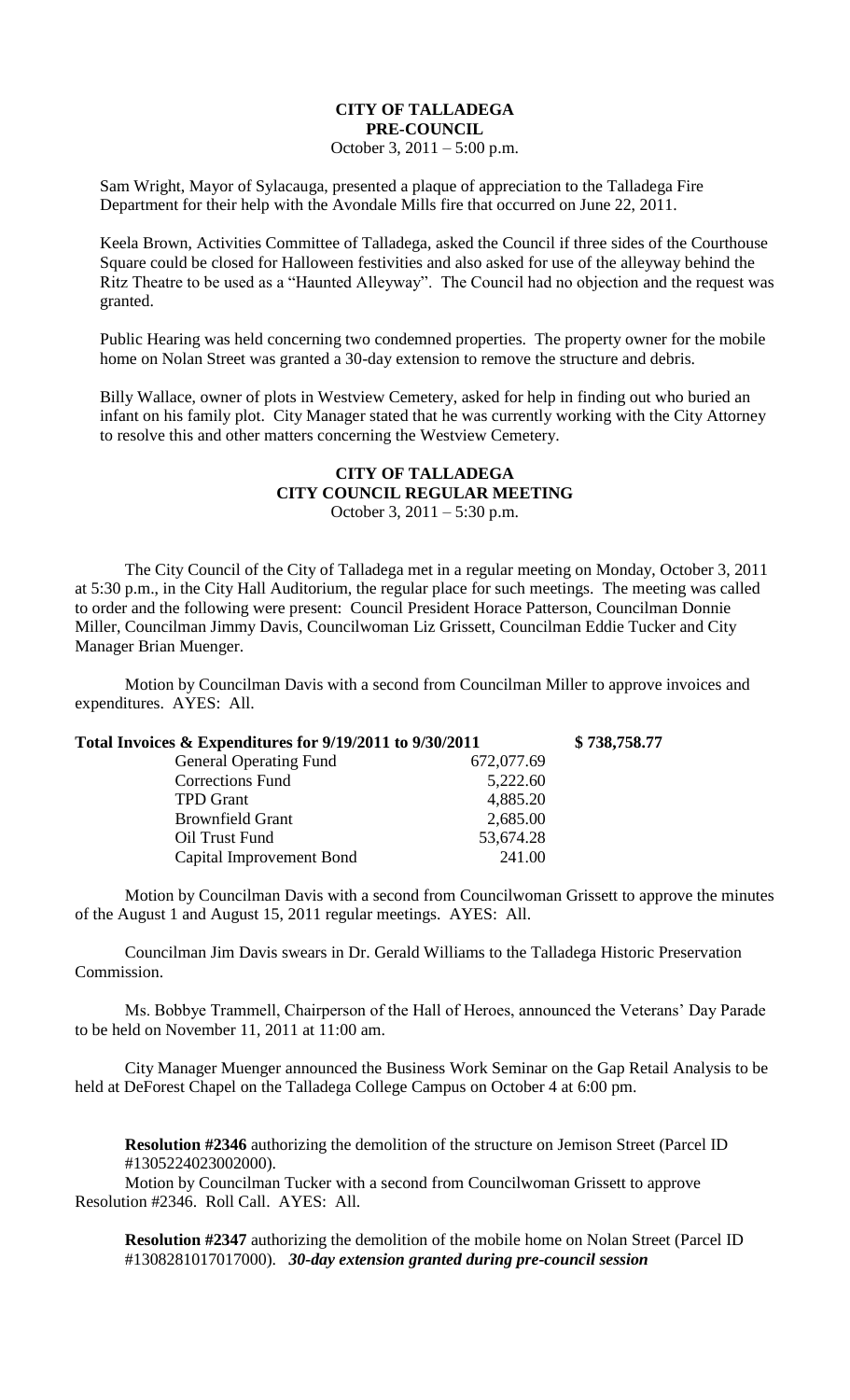# CITY OF TALLADEGA
## PRE-COUNCIL
October 3, 2011 – 5:00 p.m.

Sam Wright, Mayor of Sylacauga, presented a plaque of appreciation to the Talladega Fire Department for their help with the Avondale Mills fire that occurred on June 22, 2011.

Keela Brown, Activities Committee of Talladega, asked the Council if three sides of the Courthouse Square could be closed for Halloween festivities and also asked for use of the alleyway behind the Ritz Theatre to be used as a "Haunted Alleyway". The Council had no objection and the request was granted.

Public Hearing was held concerning two condemned properties. The property owner for the mobile home on Nolan Street was granted a 30-day extension to remove the structure and debris.

Billy Wallace, owner of plots in Westview Cemetery, asked for help in finding out who buried an infant on his family plot. City Manager stated that he was currently working with the City Attorney to resolve this and other matters concerning the Westview Cemetery.

# CITY OF TALLADEGA
## CITY COUNCIL REGULAR MEETING
October 3, 2011 – 5:30 p.m.

The City Council of the City of Talladega met in a regular meeting on Monday, October 3, 2011 at 5:30 p.m., in the City Hall Auditorium, the regular place for such meetings. The meeting was called to order and the following were present: Council President Horace Patterson, Councilman Donnie Miller, Councilman Jimmy Davis, Councilwoman Liz Grissett, Councilman Eddie Tucker and City Manager Brian Muenger.

Motion by Councilman Davis with a second from Councilman Miller to approve invoices and expenditures. AYES: All.

| **Total Invoices & Expenditures for 9/19/2011 to 9/30/2011** | | **$ 738,758.77** |
|---|---|---|
| General Operating Fund | 672,077.69 | |
| Corrections Fund | 5,222.60 | |
| TPD Grant | 4,885.20 | |
| Brownfield Grant | 2,685.00 | |
| Oil Trust Fund | 53,674.28 | |
| Capital Improvement Bond | 241.00 | |

Motion by Councilman Davis with a second from Councilwoman Grissett to approve the minutes of the August 1 and August 15, 2011 regular meetings. AYES: All.

Councilman Jim Davis swears in Dr. Gerald Williams to the Talladega Historic Preservation Commission.

Ms. Bobbye Trammell, Chairperson of the Hall of Heroes, announced the Veterans' Day Parade to be held on November 11, 2011 at 11:00 am.

City Manager Muenger announced the Business Work Seminar on the Gap Retail Analysis to be held at DeForest Chapel on the Talladega College Campus on October 4 at 6:00 pm.

**Resolution #2346** authorizing the demolition of the structure on Jemison Street (Parcel ID #1305224023002000).

Motion by Councilman Tucker with a second from Councilwoman Grissett to approve Resolution #2346. Roll Call. AYES: All.

**Resolution #2347** authorizing the demolition of the mobile home on Nolan Street (Parcel ID #1308281017017000). ***30-day extension granted during pre-council session***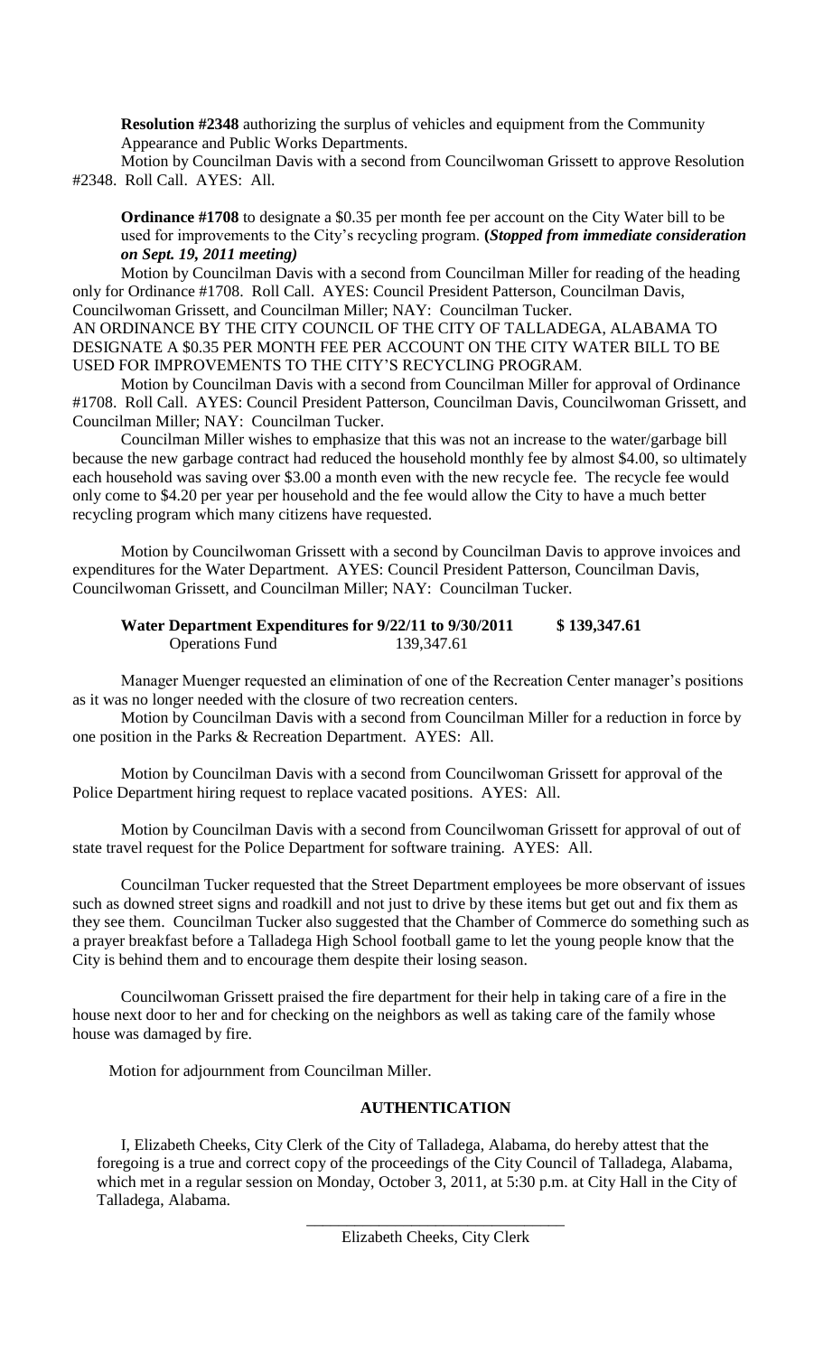**Resolution #2348** authorizing the surplus of vehicles and equipment from the Community Appearance and Public Works Departments.

Motion by Councilman Davis with a second from Councilwoman Grissett to approve Resolution #2348. Roll Call. AYES: All.

**Ordinance #1708** to designate a $0.35 per month fee per account on the City Water bill to be used for improvements to the City's recycling program. **(*Stopped from immediate consideration on Sept. 19, 2011 meeting)***

Motion by Councilman Davis with a second from Councilman Miller for reading of the heading only for Ordinance #1708. Roll Call. AYES: Council President Patterson, Councilman Davis, Councilwoman Grissett, and Councilman Miller; NAY: Councilman Tucker.

AN ORDINANCE BY THE CITY COUNCIL OF THE CITY OF TALLADEGA, ALABAMA TO DESIGNATE A $0.35 PER MONTH FEE PER ACCOUNT ON THE CITY WATER BILL TO BE USED FOR IMPROVEMENTS TO THE CITY'S RECYCLING PROGRAM.

Motion by Councilman Davis with a second from Councilman Miller for approval of Ordinance #1708. Roll Call. AYES: Council President Patterson, Councilman Davis, Councilwoman Grissett, and Councilman Miller; NAY: Councilman Tucker.

Councilman Miller wishes to emphasize that this was not an increase to the water/garbage bill because the new garbage contract had reduced the household monthly fee by almost $4.00, so ultimately each household was saving over $3.00 a month even with the new recycle fee. The recycle fee would only come to $4.20 per year per household and the fee would allow the City to have a much better recycling program which many citizens have requested.

Motion by Councilwoman Grissett with a second by Councilman Davis to approve invoices and expenditures for the Water Department. AYES: Council President Patterson, Councilman Davis, Councilwoman Grissett, and Councilman Miller; NAY: Councilman Tucker.

| | | |
|---|---|---|
| **Water Department Expenditures for 9/22/11 to 9/30/2011** | | **$ 139,347.61** |
| Operations Fund | 139,347.61 | |

Manager Muenger requested an elimination of one of the Recreation Center manager's positions as it was no longer needed with the closure of two recreation centers.

Motion by Councilman Davis with a second from Councilman Miller for a reduction in force by one position in the Parks & Recreation Department. AYES: All.

Motion by Councilman Davis with a second from Councilwoman Grissett for approval of the Police Department hiring request to replace vacated positions. AYES: All.

Motion by Councilman Davis with a second from Councilwoman Grissett for approval of out of state travel request for the Police Department for software training. AYES: All.

Councilman Tucker requested that the Street Department employees be more observant of issues such as downed street signs and roadkill and not just to drive by these items but get out and fix them as they see them. Councilman Tucker also suggested that the Chamber of Commerce do something such as a prayer breakfast before a Talladega High School football game to let the young people know that the City is behind them and to encourage them despite their losing season.

Councilwoman Grissett praised the fire department for their help in taking care of a fire in the house next door to her and for checking on the neighbors as well as taking care of the family whose house was damaged by fire.

Motion for adjournment from Councilman Miller.

## AUTHENTICATION

I, Elizabeth Cheeks, City Clerk of the City of Talladega, Alabama, do hereby attest that the foregoing is a true and correct copy of the proceedings of the City Council of Talladega, Alabama, which met in a regular session on Monday, October 3, 2011, at 5:30 p.m. at City Hall in the City of Talladega, Alabama.

\_\_\_\_\_\_\_\_\_\_\_\_\_\_\_\_\_\_\_\_\_\_\_\_\_\_\_\_\_\_\_\_\_\_

Elizabeth Cheeks, City Clerk